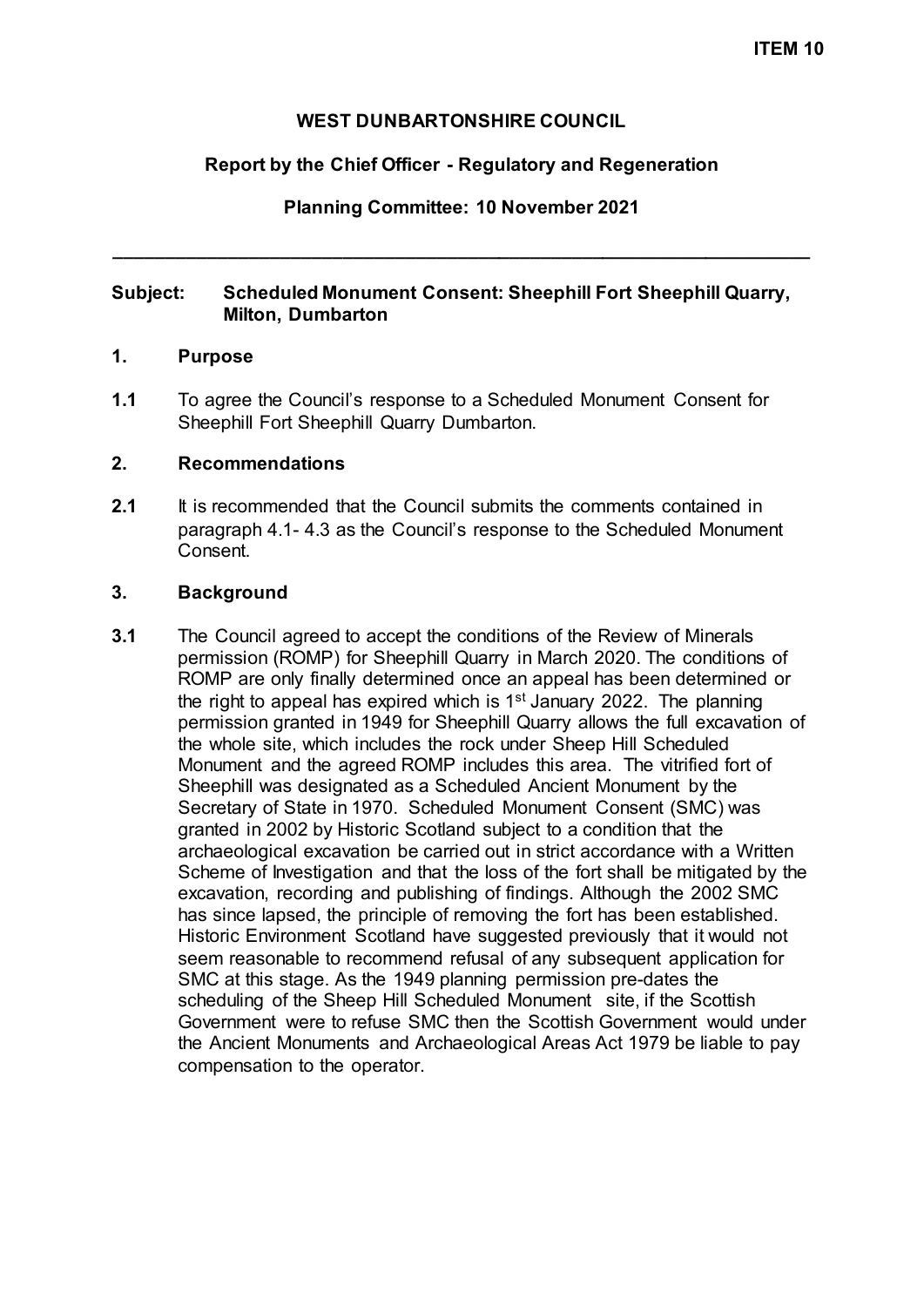**ITEM 10**

# WEST DUNBARTONSHIRE COUNCIL

## Report by the Chief Officer - Regulatory and Regeneration

## Planning Committee: 10 November 2021

---

**Subject: Scheduled Monument Consent: Sheephill Fort Sheephill Quarry, Milton, Dumbarton**

### 1. Purpose

**1.1** To agree the Council's response to a Scheduled Monument Consent for Sheephill Fort Sheephill Quarry Dumbarton.

### 2. Recommendations

**2.1** It is recommended that the Council submits the comments contained in paragraph 4.1- 4.3 as the Council's response to the Scheduled Monument Consent.

### 3. Background

**3.1** The Council agreed to accept the conditions of the Review of Minerals permission (ROMP) for Sheephill Quarry in March 2020. The conditions of ROMP are only finally determined once an appeal has been determined or the right to appeal has expired which is 1st January 2022. The planning permission granted in 1949 for Sheephill Quarry allows the full excavation of the whole site, which includes the rock under Sheep Hill Scheduled Monument and the agreed ROMP includes this area. The vitrified fort of Sheephill was designated as a Scheduled Ancient Monument by the Secretary of State in 1970. Scheduled Monument Consent (SMC) was granted in 2002 by Historic Scotland subject to a condition that the archaeological excavation be carried out in strict accordance with a Written Scheme of Investigation and that the loss of the fort shall be mitigated by the excavation, recording and publishing of findings. Although the 2002 SMC has since lapsed, the principle of removing the fort has been established. Historic Environment Scotland have suggested previously that it would not seem reasonable to recommend refusal of any subsequent application for SMC at this stage. As the 1949 planning permission pre-dates the scheduling of the Sheep Hill Scheduled Monument site, if the Scottish Government were to refuse SMC then the Scottish Government would under the Ancient Monuments and Archaeological Areas Act 1979 be liable to pay compensation to the operator.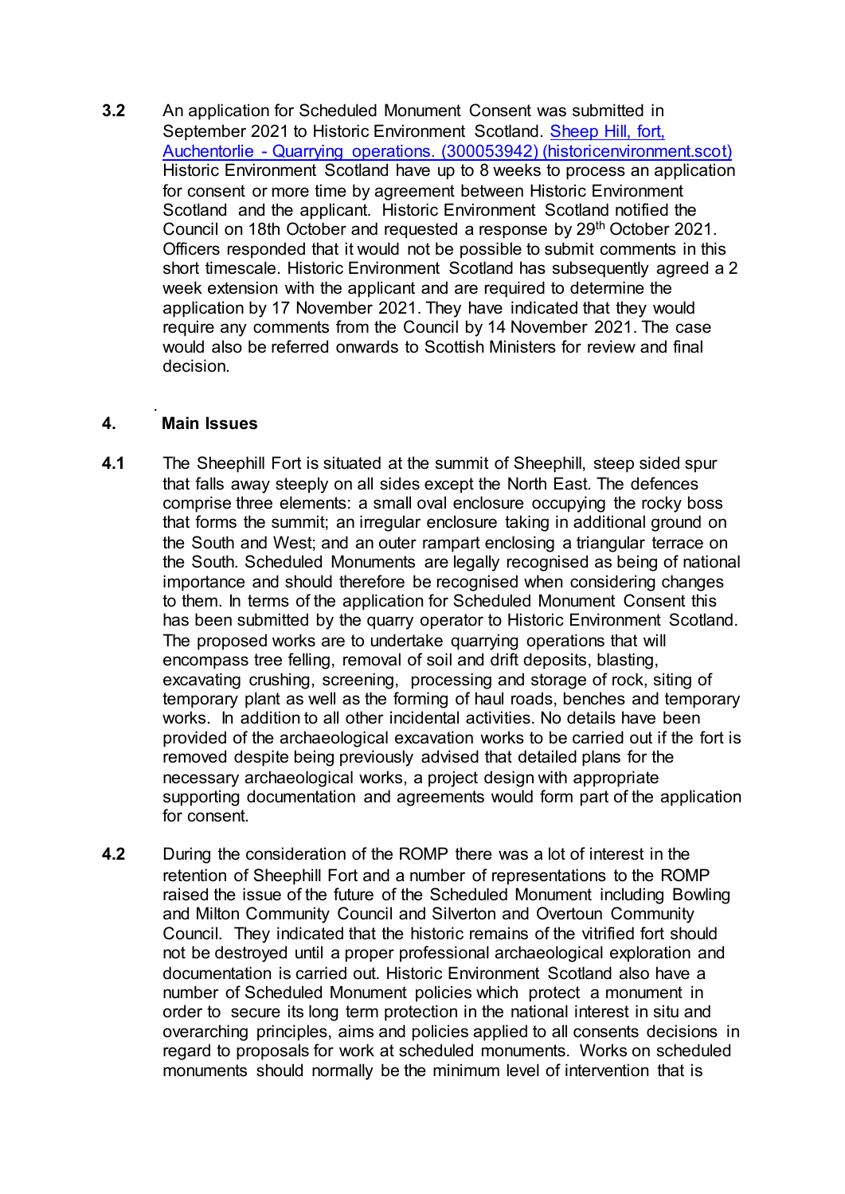**3.2** An application for Scheduled Monument Consent was submitted in September 2021 to Historic Environment Scotland. [Sheep Hill, fort, Auchentorlie - Quarrying operations. (300053942) (historicenvironment.scot)] Historic Environment Scotland have up to 8 weeks to process an application for consent or more time by agreement between Historic Environment Scotland and the applicant. Historic Environment Scotland notified the Council on 18th October and requested a response by 29th October 2021. Officers responded that it would not be possible to submit comments in this short timescale. Historic Environment Scotland has subsequently agreed a 2 week extension with the applicant and are required to determine the application by 17 November 2021. They have indicated that they would require any comments from the Council by 14 November 2021. The case would also be referred onwards to Scottish Ministers for review and final decision.

## 4. Main Issues

**4.1** The Sheephill Fort is situated at the summit of Sheephill, steep sided spur that falls away steeply on all sides except the North East. The defences comprise three elements: a small oval enclosure occupying the rocky boss that forms the summit; an irregular enclosure taking in additional ground on the South and West; and an outer rampart enclosing a triangular terrace on the South. Scheduled Monuments are legally recognised as being of national importance and should therefore be recognised when considering changes to them. In terms of the application for Scheduled Monument Consent this has been submitted by the quarry operator to Historic Environment Scotland. The proposed works are to undertake quarrying operations that will encompass tree felling, removal of soil and drift deposits, blasting, excavating crushing, screening, processing and storage of rock, siting of temporary plant as well as the forming of haul roads, benches and temporary works. In addition to all other incidental activities. No details have been provided of the archaeological excavation works to be carried out if the fort is removed despite being previously advised that detailed plans for the necessary archaeological works, a project design with appropriate supporting documentation and agreements would form part of the application for consent.

**4.2** During the consideration of the ROMP there was a lot of interest in the retention of Sheephill Fort and a number of representations to the ROMP raised the issue of the future of the Scheduled Monument including Bowling and Milton Community Council and Silverton and Overtoun Community Council. They indicated that the historic remains of the vitrified fort should not be destroyed until a proper professional archaeological exploration and documentation is carried out. Historic Environment Scotland also have a number of Scheduled Monument policies which protect a monument in order to secure its long term protection in the national interest in situ and overarching principles, aims and policies applied to all consents decisions in regard to proposals for work at scheduled monuments. Works on scheduled monuments should normally be the minimum level of intervention that is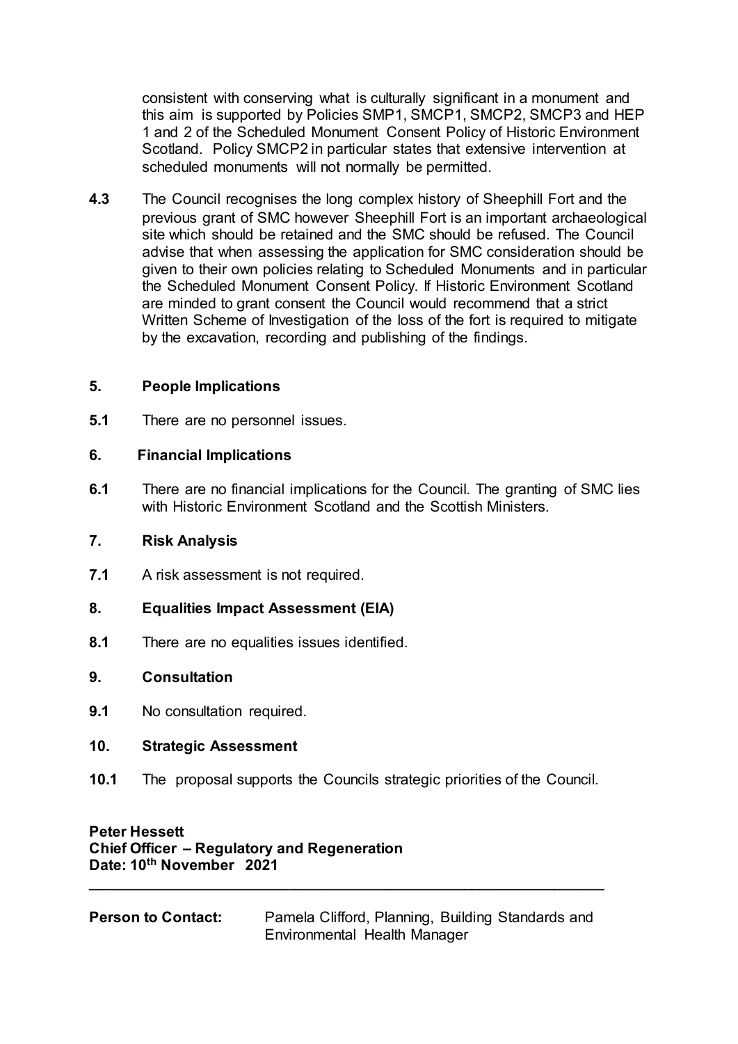consistent with conserving what is culturally significant in a monument and this aim is supported by Policies SMP1, SMCP1, SMCP2, SMCP3 and HEP 1 and 2 of the Scheduled Monument Consent Policy of Historic Environment Scotland. Policy SMCP2 in particular states that extensive intervention at scheduled monuments will not normally be permitted.

**4.3** The Council recognises the long complex history of Sheephill Fort and the previous grant of SMC however Sheephill Fort is an important archaeological site which should be retained and the SMC should be refused. The Council advise that when assessing the application for SMC consideration should be given to their own policies relating to Scheduled Monuments and in particular the Scheduled Monument Consent Policy. If Historic Environment Scotland are minded to grant consent the Council would recommend that a strict Written Scheme of Investigation of the loss of the fort is required to mitigate by the excavation, recording and publishing of the findings.

## 5. People Implications

**5.1** There are no personnel issues.

## 6. Financial Implications

**6.1** There are no financial implications for the Council. The granting of SMC lies with Historic Environment Scotland and the Scottish Ministers.

## 7. Risk Analysis

**7.1** A risk assessment is not required.

## 8. Equalities Impact Assessment (EIA)

**8.1** There are no equalities issues identified.

## 9. Consultation

**9.1** No consultation required.

## 10. Strategic Assessment

**10.1** The proposal supports the Councils strategic priorities of the Council.

**Peter Hessett**
**Chief Officer – Regulatory and Regeneration**
**Date: 10th November 2021**

---

**Person to Contact:** Pamela Clifford, Planning, Building Standards and Environmental Health Manager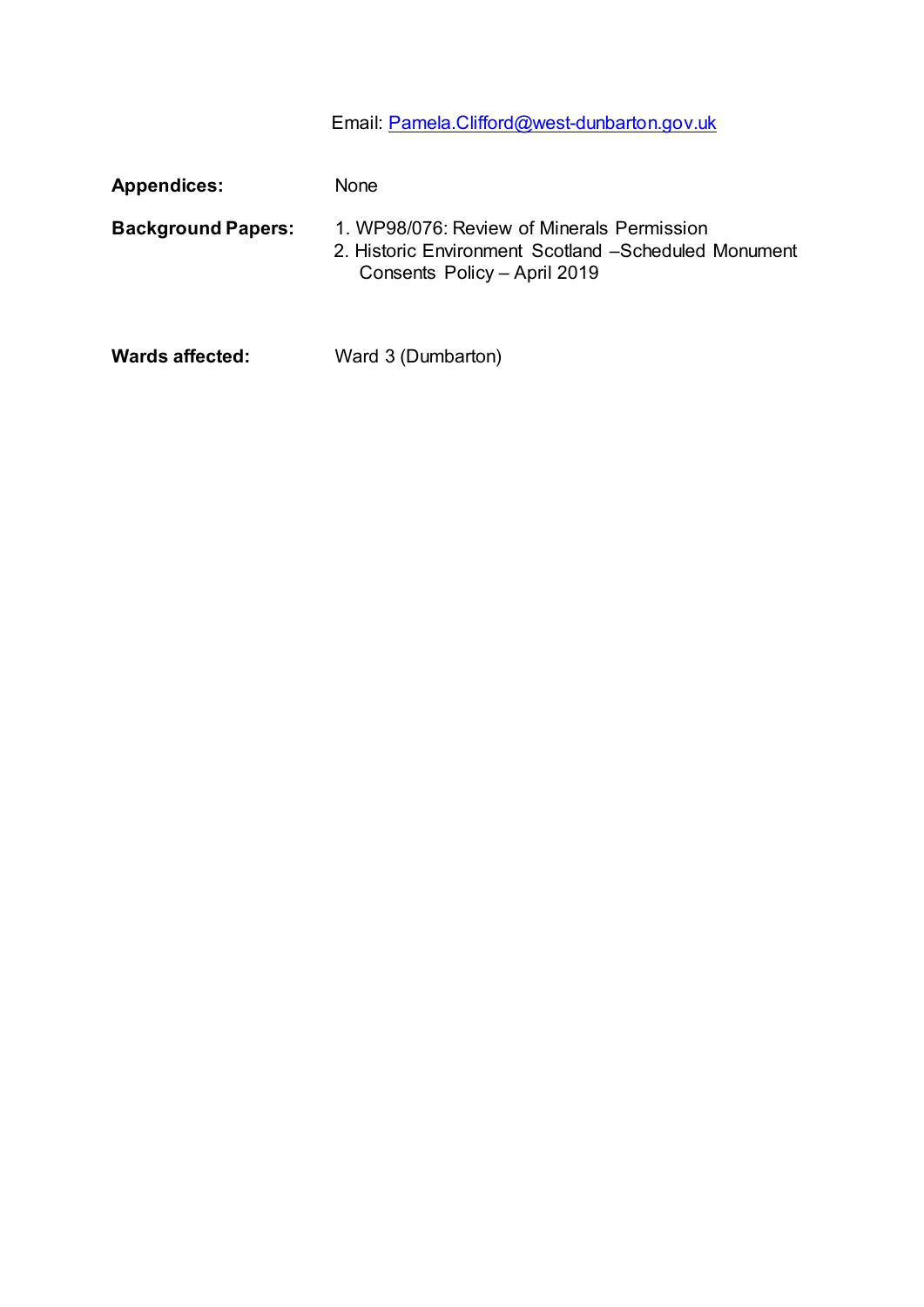Email: Pamela.Clifford@west-dunbarton.gov.uk

**Appendices:** None

**Background Papers:**
1. WP98/076: Review of Minerals Permission
2. Historic Environment Scotland –Scheduled Monument Consents Policy – April 2019

**Wards affected:** Ward 3 (Dumbarton)